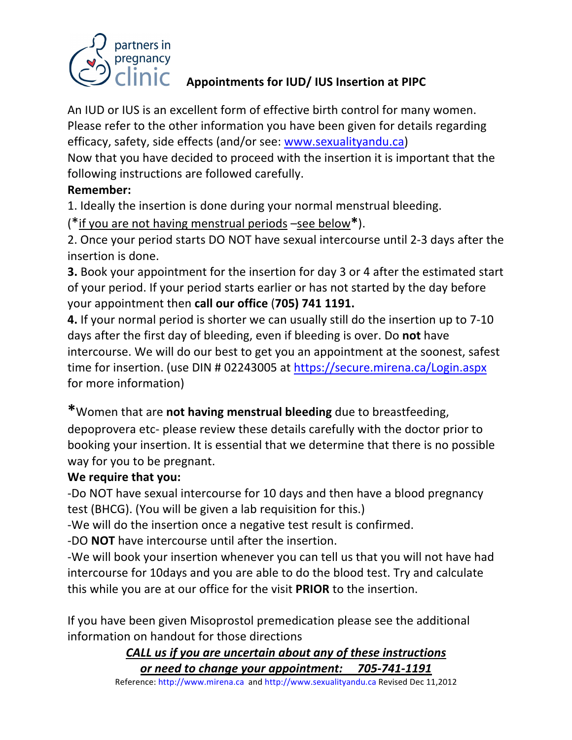partners in pregnancy clinic

# Appointments for IUD/ IUS Insertion at PIPC

An IUD or IUS is an excellent form of effective birth control for many women. Please refer to the other information you have been given for details regarding efficacy, safety, side effects (and/or see: [www.sexualityandu.ca](www.sexualityandu.ca))

Now that you have decided to proceed with the insertion it is important that the following instructions are followed carefully.

**Remember:**

1. Ideally the insertion is done during your normal menstrual bleeding.
(***if you are not having menstrual periods** –see below***).
2. Once your period starts DO NOT have sexual intercourse until 2-3 days after the insertion is done.
3. Book your appointment for the insertion for day 3 or 4 after the estimated start of your period. If your period starts earlier or has not started by the day before your appointment then **call our office** (**705) 741 1191.**
4. If your normal period is shorter we can usually still do the insertion up to 7-10 days after the first day of bleeding, even if bleeding is over. Do **not** have intercourse. We will do our best to get you an appointment at the soonest, safest time for insertion. (use DIN # 02243005 at [https://secure.mirena.ca/Login.aspx](https://secure.mirena.ca/Login.aspx) for more information)

***Women that are **not having menstrual bleeding** due to breastfeeding, depoprovera etc- please review these details carefully with the doctor prior to booking your insertion. It is essential that we determine that there is no possible way for you to be pregnant.

**We require that you:**

-Do NOT have sexual intercourse for 10 days and then have a blood pregnancy test (BHCG). (You will be given a lab requisition for this.)

-We will do the insertion once a negative test result is confirmed.

-DO **NOT** have intercourse until after the insertion.

-We will book your insertion whenever you can tell us that you will not have had intercourse for 10days and you are able to do the blood test. Try and calculate this while you are at our office for the visit **PRIOR** to the insertion.

If you have been given Misoprostol premedication please see the additional information on handout for those directions

***CALL us if you are uncertain about any of these instructions or need to change your appointment: 705-741-1191***

Reference: http://www.mirena.ca and http://www.sexualityandu.ca Revised Dec 11,2012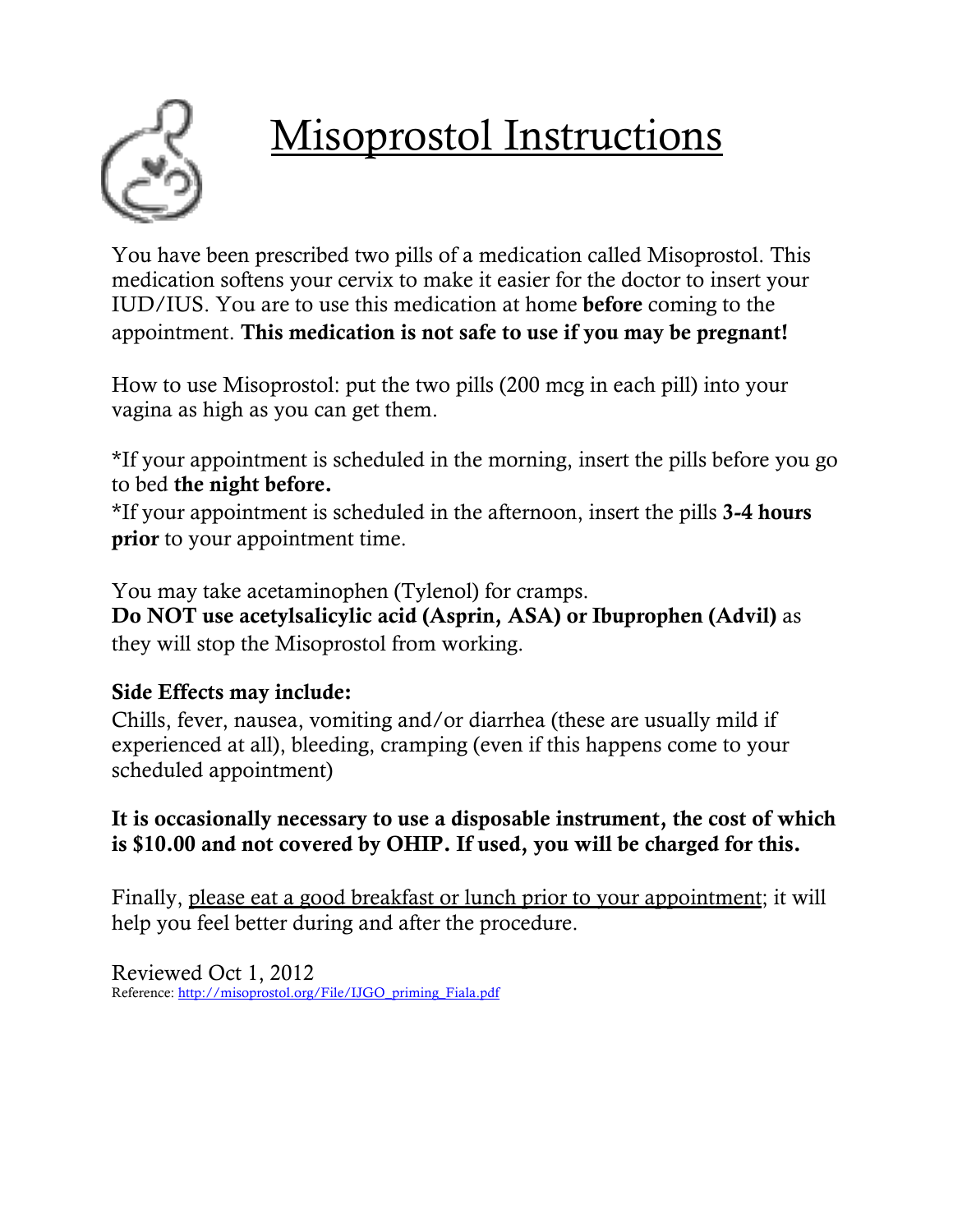# Misoprostol Instructions

You have been prescribed two pills of a medication called Misoprostol. This medication softens your cervix to make it easier for the doctor to insert your IUD/IUS. You are to use this medication at home **before** coming to the appointment. **This medication is not safe to use if you may be pregnant!**

How to use Misoprostol: put the two pills (200 mcg in each pill) into your vagina as high as you can get them.

*If your appointment is scheduled in the morning, insert the pills before you go to bed **the night before.**
*If your appointment is scheduled in the afternoon, insert the pills **3-4 hours prior** to your appointment time.

You may take acetaminophen (Tylenol) for cramps.
**Do NOT use acetylsalicylic acid (Asprin, ASA) or Ibuprofen (Advil)** as they will stop the Misoprostol from working.

**Side Effects may include:**
Chills, fever, nausea, vomiting and/or diarrhea (these are usually mild if experienced at all), bleeding, cramping (even if this happens come to your scheduled appointment)

**It is occasionally necessary to use a disposable instrument, the cost of which is $10.00 and not covered by OHIP. If used, you will be charged for this.**

Finally, please eat a good breakfast or lunch prior to your appointment; it will help you feel better during and after the procedure.

Reviewed Oct 1, 2012
Reference: http://misoprostol.org/File/IJGO_priming_Fiala.pdf